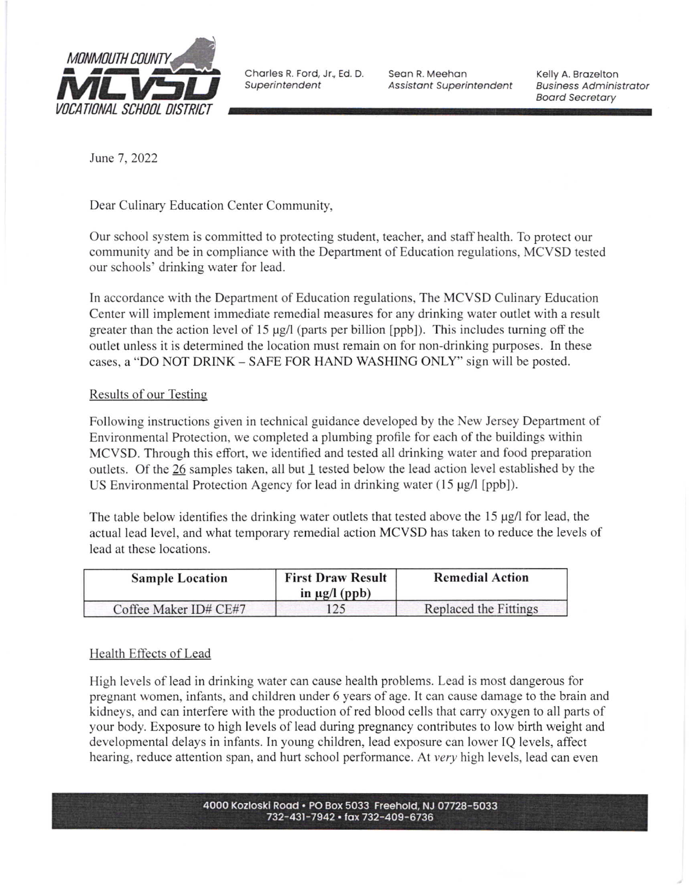MONMOUTH COUNTY **MCVSD** VOCATIONAL SCHOOL DISTRICT

Charles R. Ford, Jr., Ed. D.
*Superintendent*

Sean R. Meehan
*Assistant Superintendent*

Kelly A. Brazelton
*Business Administrator*
*Board Secretary*

June 7, 2022

Dear Culinary Education Center Community,

Our school system is committed to protecting student, teacher, and staff health. To protect our community and be in compliance with the Department of Education regulations, MCVSD tested our schools' drinking water for lead.

In accordance with the Department of Education regulations, The MCVSD Culinary Education Center will implement immediate remedial measures for any drinking water outlet with a result greater than the action level of 15 µg/l (parts per billion [ppb]). This includes turning off the outlet unless it is determined the location must remain on for non-drinking purposes. In these cases, a "DO NOT DRINK – SAFE FOR HAND WASHING ONLY" sign will be posted.

## Results of our Testing

Following instructions given in technical guidance developed by the New Jersey Department of Environmental Protection, we completed a plumbing profile for each of the buildings within MCVSD. Through this effort, we identified and tested all drinking water and food preparation outlets. Of the 26 samples taken, all but 1 tested below the lead action level established by the US Environmental Protection Agency for lead in drinking water (15 µg/l [ppb]).

The table below identifies the drinking water outlets that tested above the 15 µg/l for lead, the actual lead level, and what temporary remedial action MCVSD has taken to reduce the levels of lead at these locations.

| Sample Location | First Draw Result in µg/l (ppb) | Remedial Action |
| --- | --- | --- |
| Coffee Maker ID# CE#7 | 125 | Replaced the Fittings |

## Health Effects of Lead

High levels of lead in drinking water can cause health problems. Lead is most dangerous for pregnant women, infants, and children under 6 years of age. It can cause damage to the brain and kidneys, and can interfere with the production of red blood cells that carry oxygen to all parts of your body. Exposure to high levels of lead during pregnancy contributes to low birth weight and developmental delays in infants. In young children, lead exposure can lower IQ levels, affect hearing, reduce attention span, and hurt school performance. At *very* high levels, lead can even

4000 Kozloski Road • PO Box 5033 Freehold, NJ 07728-5033
732-431-7942 • fax 732-409-6736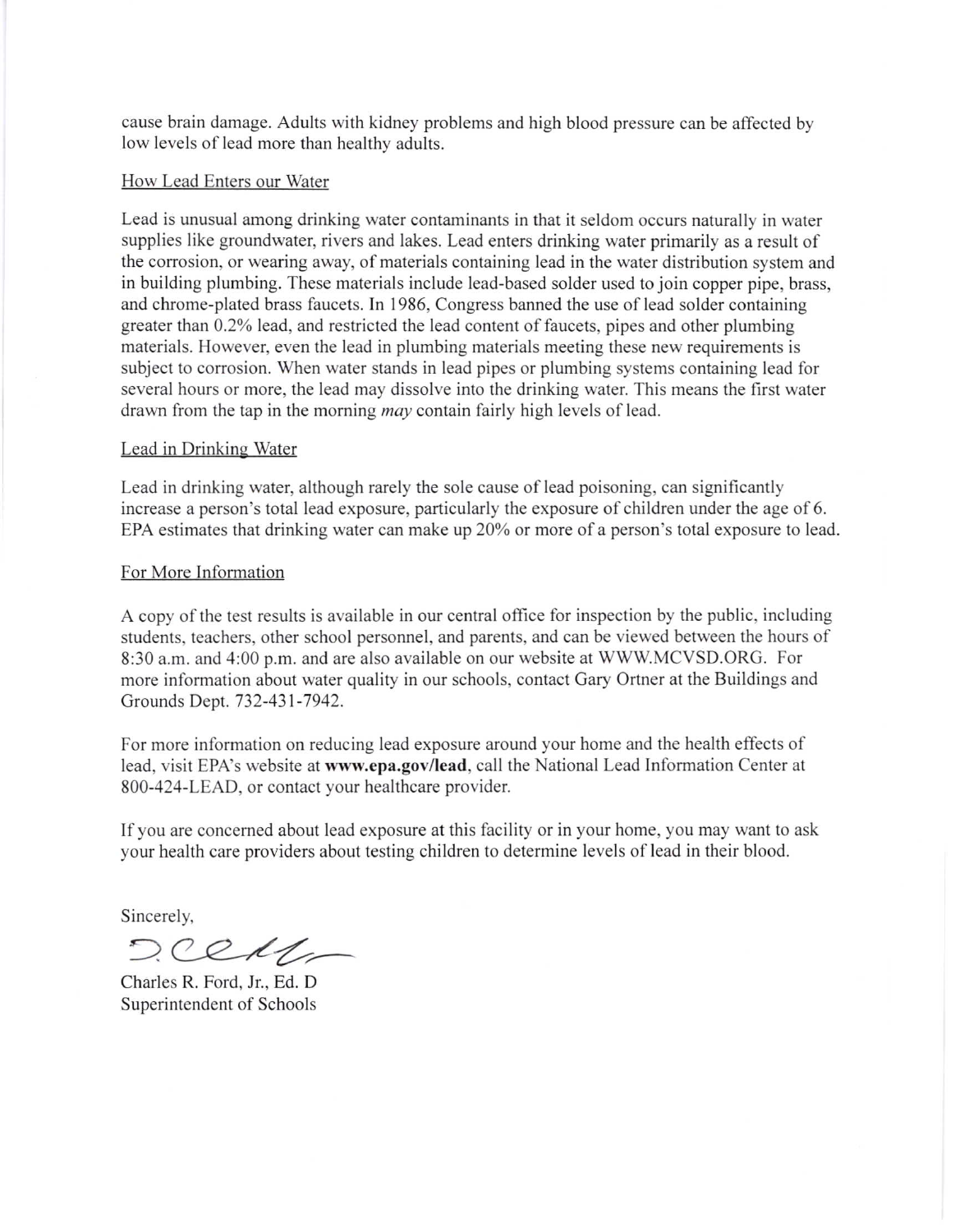cause brain damage. Adults with kidney problems and high blood pressure can be affected by low levels of lead more than healthy adults.

## How Lead Enters our Water

Lead is unusual among drinking water contaminants in that it seldom occurs naturally in water supplies like groundwater, rivers and lakes. Lead enters drinking water primarily as a result of the corrosion, or wearing away, of materials containing lead in the water distribution system and in building plumbing. These materials include lead-based solder used to join copper pipe, brass, and chrome-plated brass faucets. In 1986, Congress banned the use of lead solder containing greater than 0.2% lead, and restricted the lead content of faucets, pipes and other plumbing materials. However, even the lead in plumbing materials meeting these new requirements is subject to corrosion. When water stands in lead pipes or plumbing systems containing lead for several hours or more, the lead may dissolve into the drinking water. This means the first water drawn from the tap in the morning *may* contain fairly high levels of lead.

## Lead in Drinking Water

Lead in drinking water, although rarely the sole cause of lead poisoning, can significantly increase a person's total lead exposure, particularly the exposure of children under the age of 6. EPA estimates that drinking water can make up 20% or more of a person's total exposure to lead.

## For More Information

A copy of the test results is available in our central office for inspection by the public, including students, teachers, other school personnel, and parents, and can be viewed between the hours of 8:30 a.m. and 4:00 p.m. and are also available on our website at WWW.MCVSD.ORG. For more information about water quality in our schools, contact Gary Ortner at the Buildings and Grounds Dept. 732-431-7942.

For more information on reducing lead exposure around your home and the health effects of lead, visit EPA's website at **www.epa.gov/lead**, call the National Lead Information Center at 800-424-LEAD, or contact your healthcare provider.

If you are concerned about lead exposure at this facility or in your home, you may want to ask your health care providers about testing children to determine levels of lead in their blood.

Sincerely,

Charles R. Ford, Jr., Ed. D
Superintendent of Schools